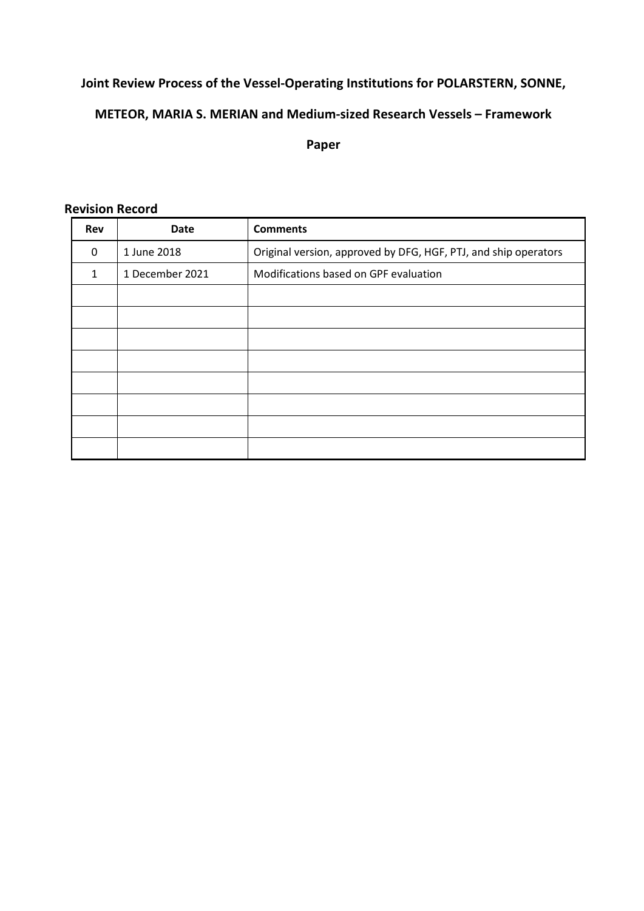# Joint Review Process of the Vessel-Operating Institutions for POLARSTERN, SONNE, METEOR, MARIA S. MERIAN and Medium-sized Research Vessels – Framework Paper

## Revision Record

| Rev | Date | Comments |
|---|---|---|
| 0 | 1 June 2018 | Original version, approved by DFG, HGF, PTJ, and ship operators |
| 1 | 1 December 2021 | Modifications based on GPF evaluation |
| | | |
| | | |
| | | |
| | | |
| | | |
| | | |
| | | |
| | | |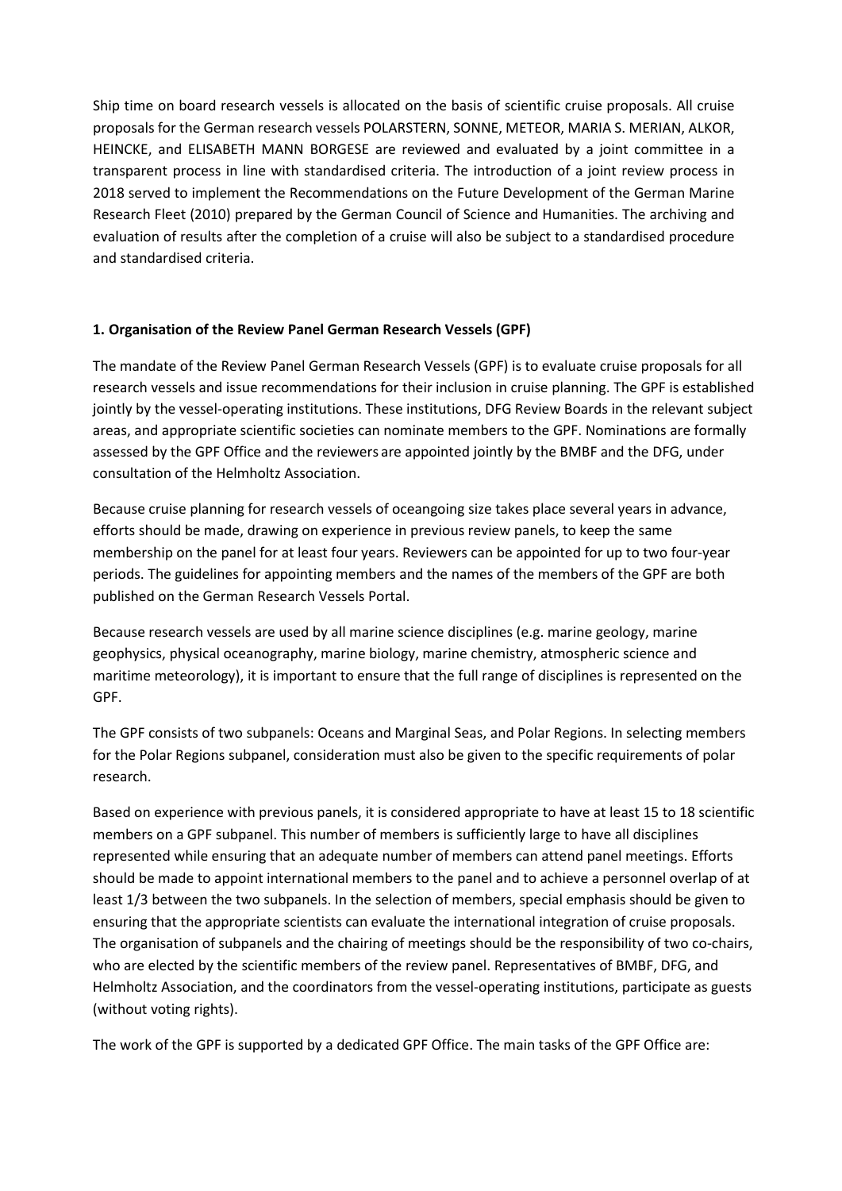Ship time on board research vessels is allocated on the basis of scientific cruise proposals. All cruise proposals for the German research vessels POLARSTERN, SONNE, METEOR, MARIA S. MERIAN, ALKOR, HEINCKE, and ELISABETH MANN BORGESE are reviewed and evaluated by a joint committee in a transparent process in line with standardised criteria. The introduction of a joint review process in 2018 served to implement the Recommendations on the Future Development of the German Marine Research Fleet (2010) prepared by the German Council of Science and Humanities. The archiving and evaluation of results after the completion of a cruise will also be subject to a standardised procedure and standardised criteria.

## 1. Organisation of the Review Panel German Research Vessels (GPF)

The mandate of the Review Panel German Research Vessels (GPF) is to evaluate cruise proposals for all research vessels and issue recommendations for their inclusion in cruise planning. The GPF is established jointly by the vessel-operating institutions. These institutions, DFG Review Boards in the relevant subject areas, and appropriate scientific societies can nominate members to the GPF. Nominations are formally assessed by the GPF Office and the reviewers are appointed jointly by the BMBF and the DFG, under consultation of the Helmholtz Association.

Because cruise planning for research vessels of oceangoing size takes place several years in advance, efforts should be made, drawing on experience in previous review panels, to keep the same membership on the panel for at least four years. Reviewers can be appointed for up to two four-year periods. The guidelines for appointing members and the names of the members of the GPF are both published on the German Research Vessels Portal.

Because research vessels are used by all marine science disciplines (e.g. marine geology, marine geophysics, physical oceanography, marine biology, marine chemistry, atmospheric science and maritime meteorology), it is important to ensure that the full range of disciplines is represented on the GPF.

The GPF consists of two subpanels: Oceans and Marginal Seas, and Polar Regions. In selecting members for the Polar Regions subpanel, consideration must also be given to the specific requirements of polar research.

Based on experience with previous panels, it is considered appropriate to have at least 15 to 18 scientific members on a GPF subpanel. This number of members is sufficiently large to have all disciplines represented while ensuring that an adequate number of members can attend panel meetings. Efforts should be made to appoint international members to the panel and to achieve a personnel overlap of at least 1/3 between the two subpanels. In the selection of members, special emphasis should be given to ensuring that the appropriate scientists can evaluate the international integration of cruise proposals. The organisation of subpanels and the chairing of meetings should be the responsibility of two co-chairs, who are elected by the scientific members of the review panel. Representatives of BMBF, DFG, and Helmholtz Association, and the coordinators from the vessel-operating institutions, participate as guests (without voting rights).

The work of the GPF is supported by a dedicated GPF Office. The main tasks of the GPF Office are: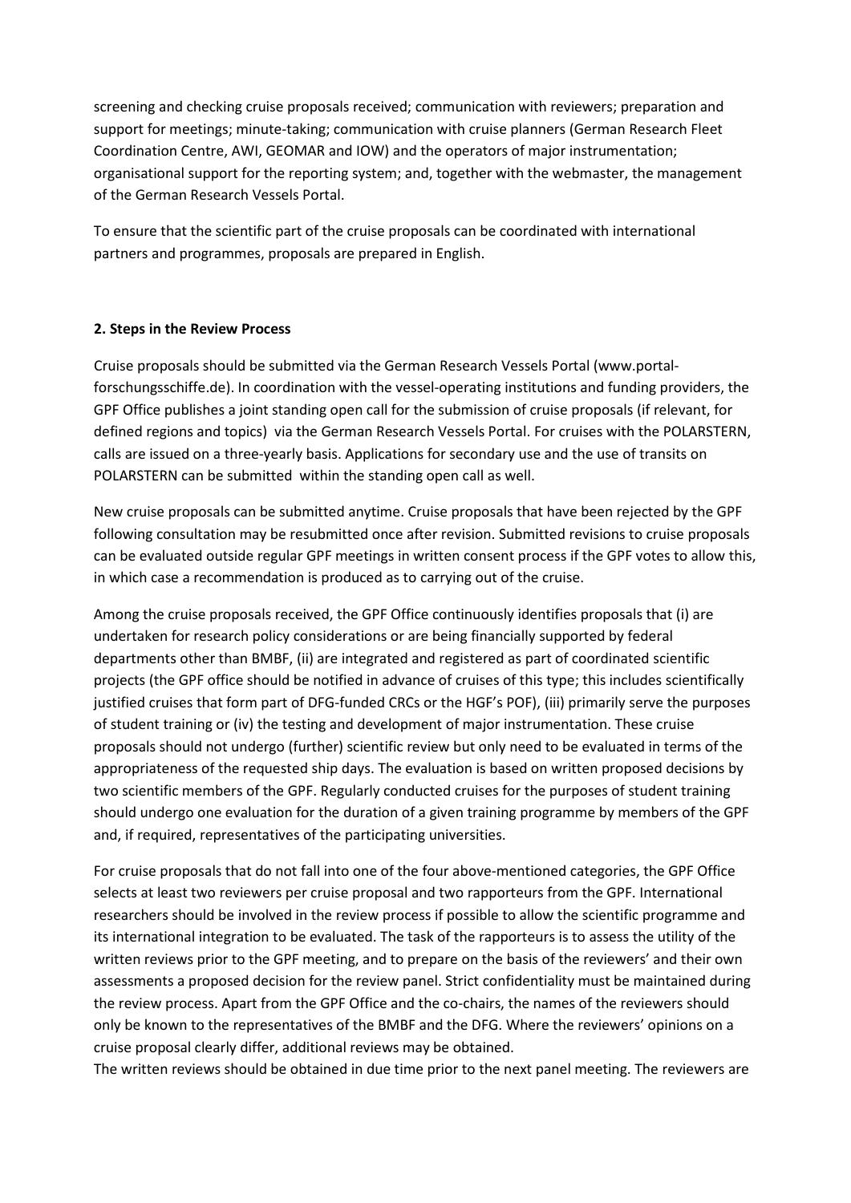screening and checking cruise proposals received; communication with reviewers; preparation and support for meetings; minute-taking; communication with cruise planners (German Research Fleet Coordination Centre, AWI, GEOMAR and IOW) and the operators of major instrumentation; organisational support for the reporting system; and, together with the webmaster, the management of the German Research Vessels Portal.

To ensure that the scientific part of the cruise proposals can be coordinated with international partners and programmes, proposals are prepared in English.

**2. Steps in the Review Process**

Cruise proposals should be submitted via the German Research Vessels Portal (www.portal-forschungsschiffe.de). In coordination with the vessel-operating institutions and funding providers, the GPF Office publishes a joint standing open call for the submission of cruise proposals (if relevant, for defined regions and topics) via the German Research Vessels Portal. For cruises with the POLARSTERN, calls are issued on a three-yearly basis. Applications for secondary use and the use of transits on POLARSTERN can be submitted within the standing open call as well.

New cruise proposals can be submitted anytime. Cruise proposals that have been rejected by the GPF following consultation may be resubmitted once after revision. Submitted revisions to cruise proposals can be evaluated outside regular GPF meetings in written consent process if the GPF votes to allow this, in which case a recommendation is produced as to carrying out of the cruise.

Among the cruise proposals received, the GPF Office continuously identifies proposals that (i) are undertaken for research policy considerations or are being financially supported by federal departments other than BMBF, (ii) are integrated and registered as part of coordinated scientific projects (the GPF office should be notified in advance of cruises of this type; this includes scientifically justified cruises that form part of DFG-funded CRCs or the HGF's POF), (iii) primarily serve the purposes of student training or (iv) the testing and development of major instrumentation. These cruise proposals should not undergo (further) scientific review but only need to be evaluated in terms of the appropriateness of the requested ship days. The evaluation is based on written proposed decisions by two scientific members of the GPF. Regularly conducted cruises for the purposes of student training should undergo one evaluation for the duration of a given training programme by members of the GPF and, if required, representatives of the participating universities.

For cruise proposals that do not fall into one of the four above-mentioned categories, the GPF Office selects at least two reviewers per cruise proposal and two rapporteurs from the GPF. International researchers should be involved in the review process if possible to allow the scientific programme and its international integration to be evaluated. The task of the rapporteurs is to assess the utility of the written reviews prior to the GPF meeting, and to prepare on the basis of the reviewers' and their own assessments a proposed decision for the review panel. Strict confidentiality must be maintained during the review process. Apart from the GPF Office and the co-chairs, the names of the reviewers should only be known to the representatives of the BMBF and the DFG. Where the reviewers' opinions on a cruise proposal clearly differ, additional reviews may be obtained.

The written reviews should be obtained in due time prior to the next panel meeting. The reviewers are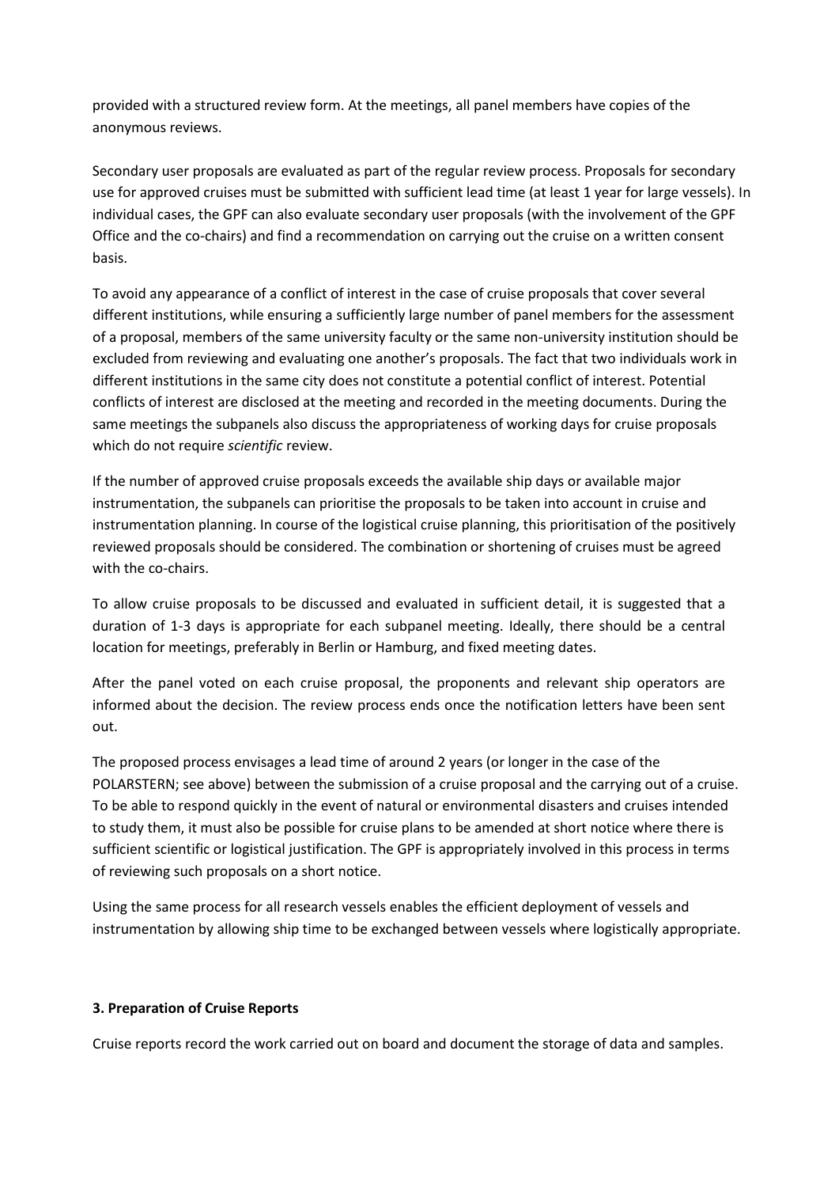provided with a structured review form. At the meetings, all panel members have copies of the anonymous reviews.

Secondary user proposals are evaluated as part of the regular review process. Proposals for secondary use for approved cruises must be submitted with sufficient lead time (at least 1 year for large vessels). In individual cases, the GPF can also evaluate secondary user proposals (with the involvement of the GPF Office and the co-chairs) and find a recommendation on carrying out the cruise on a written consent basis.

To avoid any appearance of a conflict of interest in the case of cruise proposals that cover several different institutions, while ensuring a sufficiently large number of panel members for the assessment of a proposal, members of the same university faculty or the same non-university institution should be excluded from reviewing and evaluating one another's proposals. The fact that two individuals work in different institutions in the same city does not constitute a potential conflict of interest. Potential conflicts of interest are disclosed at the meeting and recorded in the meeting documents. During the same meetings the subpanels also discuss the appropriateness of working days for cruise proposals which do not require *scientific* review.

If the number of approved cruise proposals exceeds the available ship days or available major instrumentation, the subpanels can prioritise the proposals to be taken into account in cruise and instrumentation planning. In course of the logistical cruise planning, this prioritisation of the positively reviewed proposals should be considered. The combination or shortening of cruises must be agreed with the co-chairs.

To allow cruise proposals to be discussed and evaluated in sufficient detail, it is suggested that a duration of 1-3 days is appropriate for each subpanel meeting. Ideally, there should be a central location for meetings, preferably in Berlin or Hamburg, and fixed meeting dates.

After the panel voted on each cruise proposal, the proponents and relevant ship operators are informed about the decision. The review process ends once the notification letters have been sent out.

The proposed process envisages a lead time of around 2 years (or longer in the case of the POLARSTERN; see above) between the submission of a cruise proposal and the carrying out of a cruise. To be able to respond quickly in the event of natural or environmental disasters and cruises intended to study them, it must also be possible for cruise plans to be amended at short notice where there is sufficient scientific or logistical justification. The GPF is appropriately involved in this process in terms of reviewing such proposals on a short notice.

Using the same process for all research vessels enables the efficient deployment of vessels and instrumentation by allowing ship time to be exchanged between vessels where logistically appropriate.

**3. Preparation of Cruise Reports**

Cruise reports record the work carried out on board and document the storage of data and samples.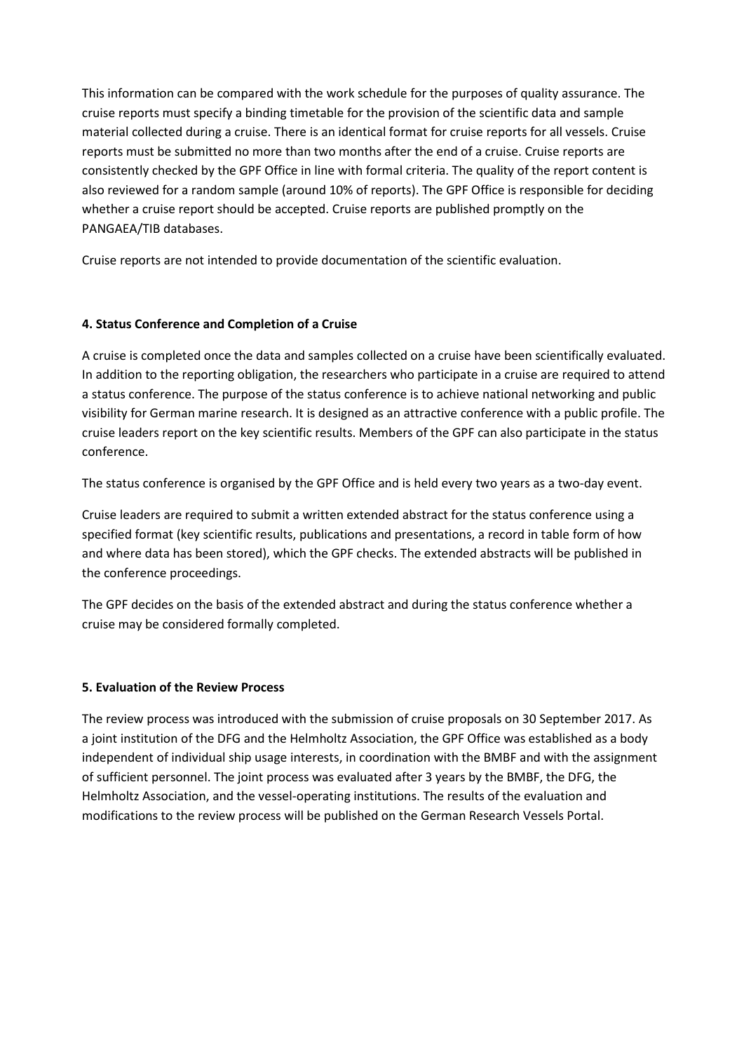This information can be compared with the work schedule for the purposes of quality assurance. The cruise reports must specify a binding timetable for the provision of the scientific data and sample material collected during a cruise. There is an identical format for cruise reports for all vessels. Cruise reports must be submitted no more than two months after the end of a cruise. Cruise reports are consistently checked by the GPF Office in line with formal criteria. The quality of the report content is also reviewed for a random sample (around 10% of reports). The GPF Office is responsible for deciding whether a cruise report should be accepted. Cruise reports are published promptly on the PANGAEA/TIB databases.

Cruise reports are not intended to provide documentation of the scientific evaluation.

## 4. Status Conference and Completion of a Cruise

A cruise is completed once the data and samples collected on a cruise have been scientifically evaluated. In addition to the reporting obligation, the researchers who participate in a cruise are required to attend a status conference. The purpose of the status conference is to achieve national networking and public visibility for German marine research. It is designed as an attractive conference with a public profile. The cruise leaders report on the key scientific results. Members of the GPF can also participate in the status conference.

The status conference is organised by the GPF Office and is held every two years as a two-day event.

Cruise leaders are required to submit a written extended abstract for the status conference using a specified format (key scientific results, publications and presentations, a record in table form of how and where data has been stored), which the GPF checks. The extended abstracts will be published in the conference proceedings.

The GPF decides on the basis of the extended abstract and during the status conference whether a cruise may be considered formally completed.

## 5. Evaluation of the Review Process

The review process was introduced with the submission of cruise proposals on 30 September 2017. As a joint institution of the DFG and the Helmholtz Association, the GPF Office was established as a body independent of individual ship usage interests, in coordination with the BMBF and with the assignment of sufficient personnel. The joint process was evaluated after 3 years by the BMBF, the DFG, the Helmholtz Association, and the vessel-operating institutions. The results of the evaluation and modifications to the review process will be published on the German Research Vessels Portal.